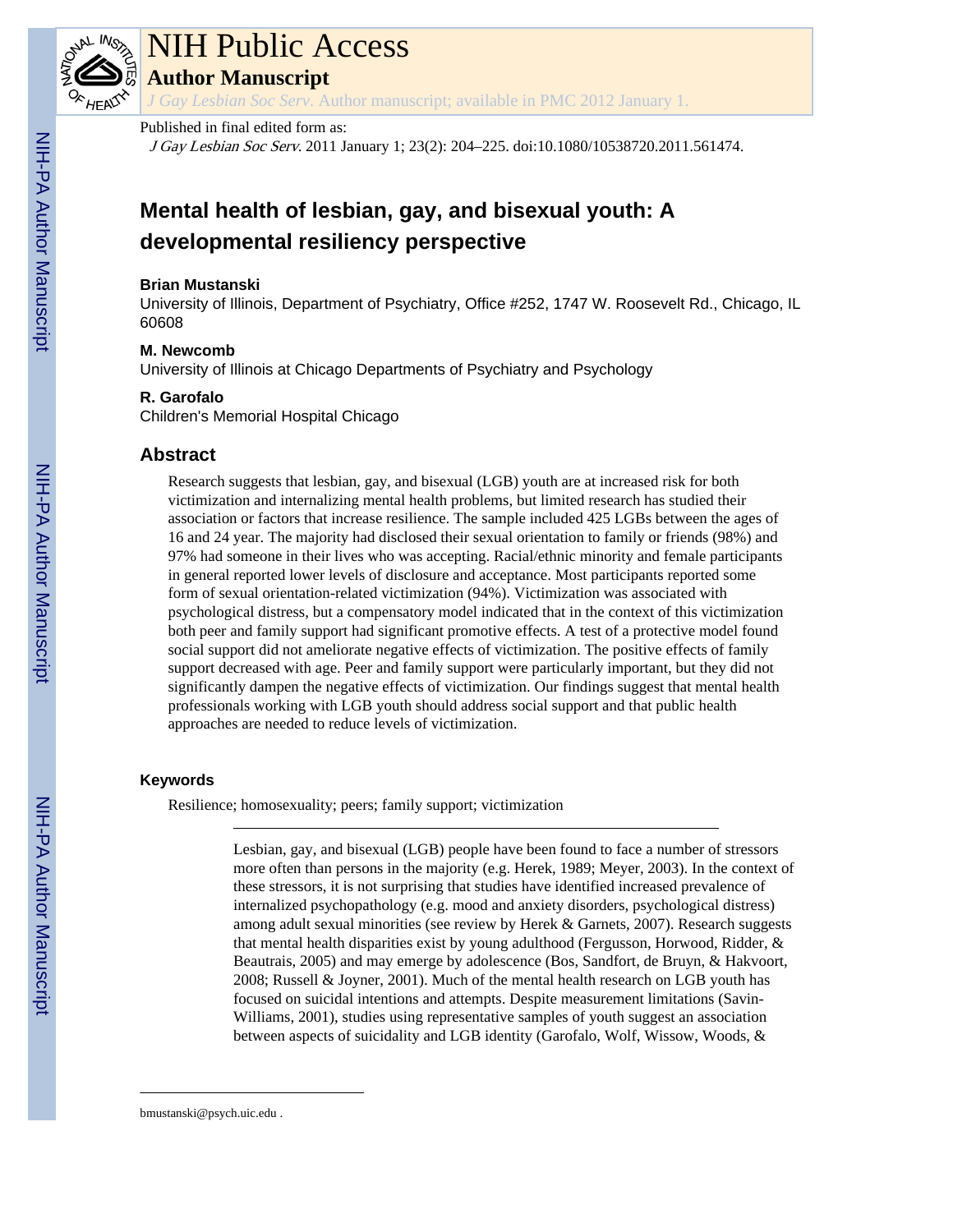# NIH Public Access

## Author Manuscript

*J Gay Lesbian Soc Serv*. Author manuscript; available in PMC 2012 January 1.

Published in final edited form as:

*J Gay Lesbian Soc Serv*. 2011 January 1; 23(2): 204–225. doi:10.1080/10538720.2011.561474.

# Mental health of lesbian, gay, and bisexual youth: A developmental resiliency perspective

**Brian Mustanski**

University of Illinois, Department of Psychiatry, Office #252, 1747 W. Roosevelt Rd., Chicago, IL 60608

**M. Newcomb**

University of Illinois at Chicago Departments of Psychiatry and Psychology

**R. Garofalo**

Children's Memorial Hospital Chicago

## Abstract

Research suggests that lesbian, gay, and bisexual (LGB) youth are at increased risk for both victimization and internalizing mental health problems, but limited research has studied their association or factors that increase resilience. The sample included 425 LGBs between the ages of 16 and 24 year. The majority had disclosed their sexual orientation to family or friends (98%) and 97% had someone in their lives who was accepting. Racial/ethnic minority and female participants in general reported lower levels of disclosure and acceptance. Most participants reported some form of sexual orientation-related victimization (94%). Victimization was associated with psychological distress, but a compensatory model indicated that in the context of this victimization both peer and family support had significant promotive effects. A test of a protective model found social support did not ameliorate negative effects of victimization. The positive effects of family support decreased with age. Peer and family support were particularly important, but they did not significantly dampen the negative effects of victimization. Our findings suggest that mental health professionals working with LGB youth should address social support and that public health approaches are needed to reduce levels of victimization.

### Keywords

Resilience; homosexuality; peers; family support; victimization

Lesbian, gay, and bisexual (LGB) people have been found to face a number of stressors more often than persons in the majority (e.g. Herek, 1989; Meyer, 2003). In the context of these stressors, it is not surprising that studies have identified increased prevalence of internalized psychopathology (e.g. mood and anxiety disorders, psychological distress) among adult sexual minorities (see review by Herek & Garnets, 2007). Research suggests that mental health disparities exist by young adulthood (Fergusson, Horwood, Ridder, & Beautrais, 2005) and may emerge by adolescence (Bos, Sandfort, de Bruyn, & Hakvoort, 2008; Russell & Joyner, 2001). Much of the mental health research on LGB youth has focused on suicidal intentions and attempts. Despite measurement limitations (Savin-Williams, 2001), studies using representative samples of youth suggest an association between aspects of suicidality and LGB identity (Garofalo, Wolf, Wissow, Woods, &

bmustanski@psych.uic.edu .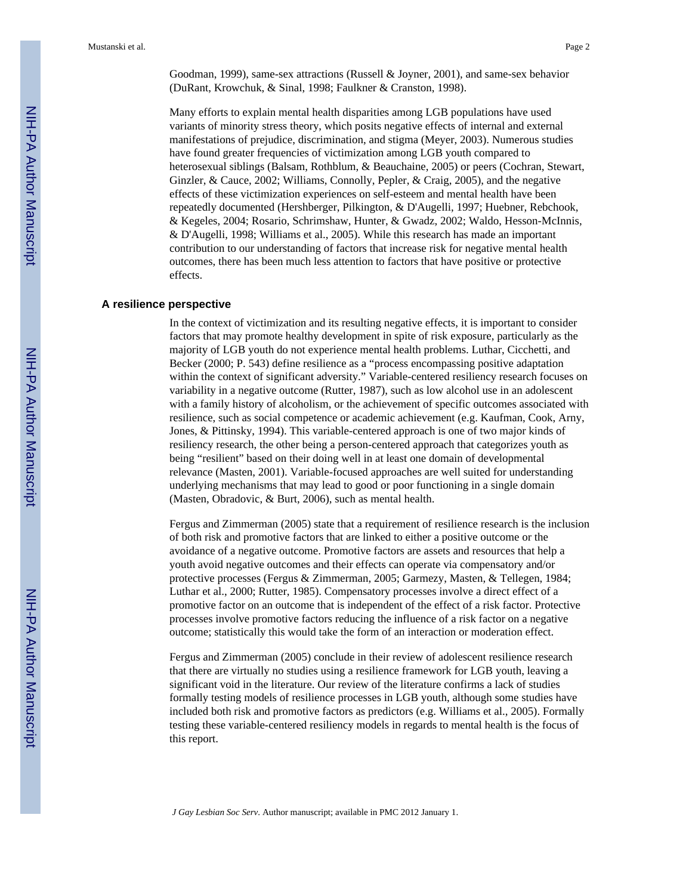Goodman, 1999), same-sex attractions (Russell & Joyner, 2001), and same-sex behavior (DuRant, Krowchuk, & Sinal, 1998; Faulkner & Cranston, 1998).

Many efforts to explain mental health disparities among LGB populations have used variants of minority stress theory, which posits negative effects of internal and external manifestations of prejudice, discrimination, and stigma (Meyer, 2003). Numerous studies have found greater frequencies of victimization among LGB youth compared to heterosexual siblings (Balsam, Rothblum, & Beauchaine, 2005) or peers (Cochran, Stewart, Ginzler, & Cauce, 2002; Williams, Connolly, Pepler, & Craig, 2005), and the negative effects of these victimization experiences on self-esteem and mental health have been repeatedly documented (Hershberger, Pilkington, & D'Augelli, 1997; Huebner, Rebchook, & Kegeles, 2004; Rosario, Schrimshaw, Hunter, & Gwadz, 2002; Waldo, Hesson-McInnis, & D'Augelli, 1998; Williams et al., 2005). While this research has made an important contribution to our understanding of factors that increase risk for negative mental health outcomes, there has been much less attention to factors that have positive or protective effects.

## A resilience perspective

In the context of victimization and its resulting negative effects, it is important to consider factors that may promote healthy development in spite of risk exposure, particularly as the majority of LGB youth do not experience mental health problems. Luthar, Cicchetti, and Becker (2000; P. 543) define resilience as a "process encompassing positive adaptation within the context of significant adversity." Variable-centered resiliency research focuses on variability in a negative outcome (Rutter, 1987), such as low alcohol use in an adolescent with a family history of alcoholism, or the achievement of specific outcomes associated with resilience, such as social competence or academic achievement (e.g. Kaufman, Cook, Arny, Jones, & Pittinsky, 1994). This variable-centered approach is one of two major kinds of resiliency research, the other being a person-centered approach that categorizes youth as being "resilient" based on their doing well in at least one domain of developmental relevance (Masten, 2001). Variable-focused approaches are well suited for understanding underlying mechanisms that may lead to good or poor functioning in a single domain (Masten, Obradovic, & Burt, 2006), such as mental health.

Fergus and Zimmerman (2005) state that a requirement of resilience research is the inclusion of both risk and promotive factors that are linked to either a positive outcome or the avoidance of a negative outcome. Promotive factors are assets and resources that help a youth avoid negative outcomes and their effects can operate via compensatory and/or protective processes (Fergus & Zimmerman, 2005; Garmezy, Masten, & Tellegen, 1984; Luthar et al., 2000; Rutter, 1985). Compensatory processes involve a direct effect of a promotive factor on an outcome that is independent of the effect of a risk factor. Protective processes involve promotive factors reducing the influence of a risk factor on a negative outcome; statistically this would take the form of an interaction or moderation effect.

Fergus and Zimmerman (2005) conclude in their review of adolescent resilience research that there are virtually no studies using a resilience framework for LGB youth, leaving a significant void in the literature. Our review of the literature confirms a lack of studies formally testing models of resilience processes in LGB youth, although some studies have included both risk and promotive factors as predictors (e.g. Williams et al., 2005). Formally testing these variable-centered resiliency models in regards to mental health is the focus of this report.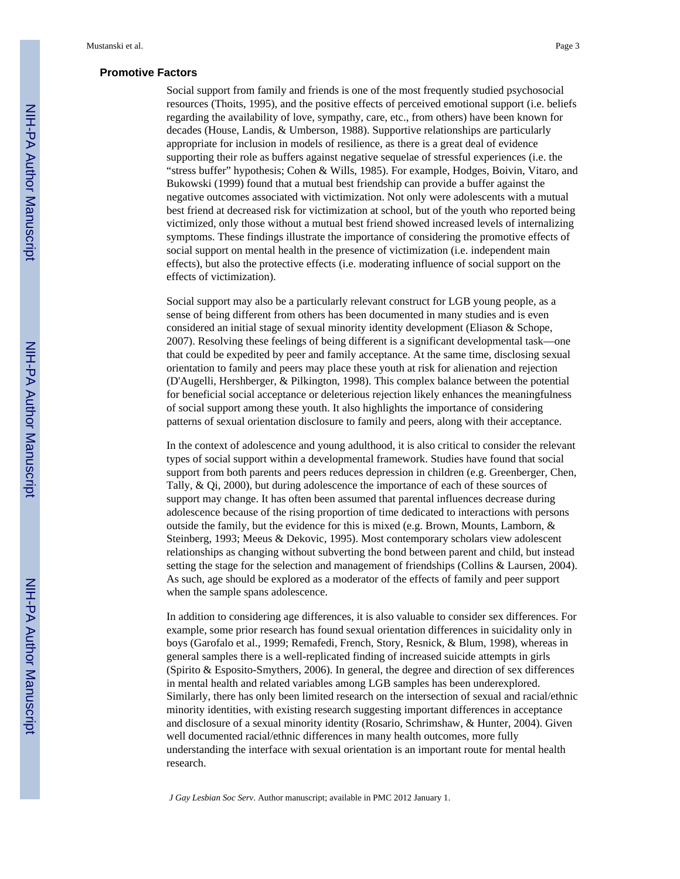### Promotive Factors

Social support from family and friends is one of the most frequently studied psychosocial resources (Thoits, 1995), and the positive effects of perceived emotional support (i.e. beliefs regarding the availability of love, sympathy, care, etc., from others) have been known for decades (House, Landis, & Umberson, 1988). Supportive relationships are particularly appropriate for inclusion in models of resilience, as there is a great deal of evidence supporting their role as buffers against negative sequelae of stressful experiences (i.e. the "stress buffer" hypothesis; Cohen & Wills, 1985). For example, Hodges, Boivin, Vitaro, and Bukowski (1999) found that a mutual best friendship can provide a buffer against the negative outcomes associated with victimization. Not only were adolescents with a mutual best friend at decreased risk for victimization at school, but of the youth who reported being victimized, only those without a mutual best friend showed increased levels of internalizing symptoms. These findings illustrate the importance of considering the promotive effects of social support on mental health in the presence of victimization (i.e. independent main effects), but also the protective effects (i.e. moderating influence of social support on the effects of victimization).

Social support may also be a particularly relevant construct for LGB young people, as a sense of being different from others has been documented in many studies and is even considered an initial stage of sexual minority identity development (Eliason & Schope, 2007). Resolving these feelings of being different is a significant developmental task—one that could be expedited by peer and family acceptance. At the same time, disclosing sexual orientation to family and peers may place these youth at risk for alienation and rejection (D'Augelli, Hershberger, & Pilkington, 1998). This complex balance between the potential for beneficial social acceptance or deleterious rejection likely enhances the meaningfulness of social support among these youth. It also highlights the importance of considering patterns of sexual orientation disclosure to family and peers, along with their acceptance.

In the context of adolescence and young adulthood, it is also critical to consider the relevant types of social support within a developmental framework. Studies have found that social support from both parents and peers reduces depression in children (e.g. Greenberger, Chen, Tally, & Qi, 2000), but during adolescence the importance of each of these sources of support may change. It has often been assumed that parental influences decrease during adolescence because of the rising proportion of time dedicated to interactions with persons outside the family, but the evidence for this is mixed (e.g. Brown, Mounts, Lamborn, & Steinberg, 1993; Meeus & Dekovic, 1995). Most contemporary scholars view adolescent relationships as changing without subverting the bond between parent and child, but instead setting the stage for the selection and management of friendships (Collins & Laursen, 2004). As such, age should be explored as a moderator of the effects of family and peer support when the sample spans adolescence.

In addition to considering age differences, it is also valuable to consider sex differences. For example, some prior research has found sexual orientation differences in suicidality only in boys (Garofalo et al., 1999; Remafedi, French, Story, Resnick, & Blum, 1998), whereas in general samples there is a well-replicated finding of increased suicide attempts in girls (Spirito & Esposito-Smythers, 2006). In general, the degree and direction of sex differences in mental health and related variables among LGB samples has been underexplored. Similarly, there has only been limited research on the intersection of sexual and racial/ethnic minority identities, with existing research suggesting important differences in acceptance and disclosure of a sexual minority identity (Rosario, Schrimshaw, & Hunter, 2004). Given well documented racial/ethnic differences in many health outcomes, more fully understanding the interface with sexual orientation is an important route for mental health research.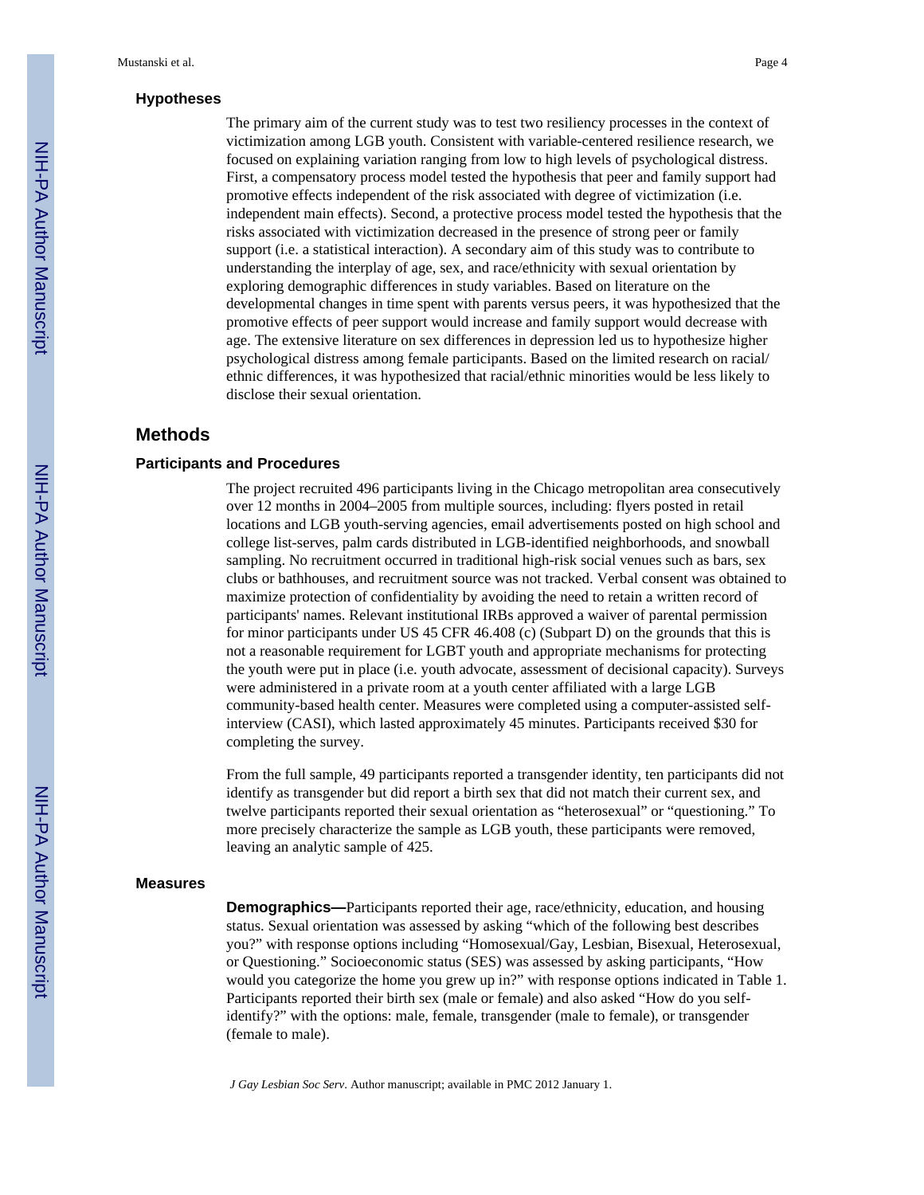### Hypotheses

The primary aim of the current study was to test two resiliency processes in the context of victimization among LGB youth. Consistent with variable-centered resilience research, we focused on explaining variation ranging from low to high levels of psychological distress. First, a compensatory process model tested the hypothesis that peer and family support had promotive effects independent of the risk associated with degree of victimization (i.e. independent main effects). Second, a protective process model tested the hypothesis that the risks associated with victimization decreased in the presence of strong peer or family support (i.e. a statistical interaction). A secondary aim of this study was to contribute to understanding the interplay of age, sex, and race/ethnicity with sexual orientation by exploring demographic differences in study variables. Based on literature on the developmental changes in time spent with parents versus peers, it was hypothesized that the promotive effects of peer support would increase and family support would decrease with age. The extensive literature on sex differences in depression led us to hypothesize higher psychological distress among female participants. Based on the limited research on racial/ethnic differences, it was hypothesized that racial/ethnic minorities would be less likely to disclose their sexual orientation.

## Methods

### Participants and Procedures

The project recruited 496 participants living in the Chicago metropolitan area consecutively over 12 months in 2004–2005 from multiple sources, including: flyers posted in retail locations and LGB youth-serving agencies, email advertisements posted on high school and college list-serves, palm cards distributed in LGB-identified neighborhoods, and snowball sampling. No recruitment occurred in traditional high-risk social venues such as bars, sex clubs or bathhouses, and recruitment source was not tracked. Verbal consent was obtained to maximize protection of confidentiality by avoiding the need to retain a written record of participants' names. Relevant institutional IRBs approved a waiver of parental permission for minor participants under US 45 CFR 46.408 (c) (Subpart D) on the grounds that this is not a reasonable requirement for LGBT youth and appropriate mechanisms for protecting the youth were put in place (i.e. youth advocate, assessment of decisional capacity). Surveys were administered in a private room at a youth center affiliated with a large LGB community-based health center. Measures were completed using a computer-assisted self-interview (CASI), which lasted approximately 45 minutes. Participants received $30 for completing the survey.

From the full sample, 49 participants reported a transgender identity, ten participants did not identify as transgender but did report a birth sex that did not match their current sex, and twelve participants reported their sexual orientation as "heterosexual" or "questioning." To more precisely characterize the sample as LGB youth, these participants were removed, leaving an analytic sample of 425.

### Measures

**Demographics—**Participants reported their age, race/ethnicity, education, and housing status. Sexual orientation was assessed by asking "which of the following best describes you?" with response options including "Homosexual/Gay, Lesbian, Bisexual, Heterosexual, or Questioning." Socioeconomic status (SES) was assessed by asking participants, "How would you categorize the home you grew up in?" with response options indicated in Table 1. Participants reported their birth sex (male or female) and also asked "How do you self-identify?" with the options: male, female, transgender (male to female), or transgender (female to male).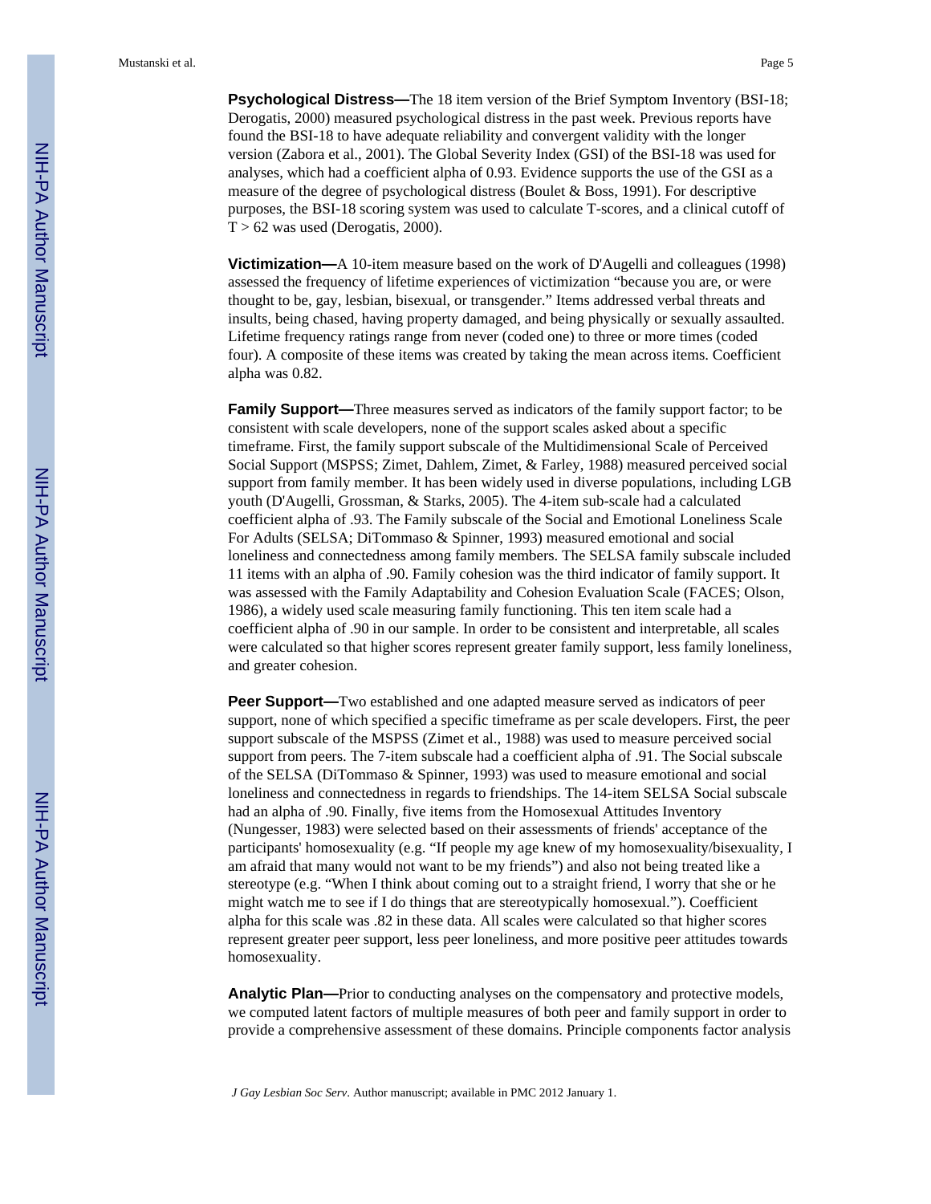**Psychological Distress—**The 18 item version of the Brief Symptom Inventory (BSI-18; Derogatis, 2000) measured psychological distress in the past week. Previous reports have found the BSI-18 to have adequate reliability and convergent validity with the longer version (Zabora et al., 2001). The Global Severity Index (GSI) of the BSI-18 was used for analyses, which had a coefficient alpha of 0.93. Evidence supports the use of the GSI as a measure of the degree of psychological distress (Boulet & Boss, 1991). For descriptive purposes, the BSI-18 scoring system was used to calculate T-scores, and a clinical cutoff of $T > 62$ was used (Derogatis, 2000).

**Victimization—**A 10-item measure based on the work of D'Augelli and colleagues (1998) assessed the frequency of lifetime experiences of victimization "because you are, or were thought to be, gay, lesbian, bisexual, or transgender." Items addressed verbal threats and insults, being chased, having property damaged, and being physically or sexually assaulted. Lifetime frequency ratings range from never (coded one) to three or more times (coded four). A composite of these items was created by taking the mean across items. Coefficient alpha was 0.82.

**Family Support—**Three measures served as indicators of the family support factor; to be consistent with scale developers, none of the support scales asked about a specific timeframe. First, the family support subscale of the Multidimensional Scale of Perceived Social Support (MSPSS; Zimet, Dahlem, Zimet, & Farley, 1988) measured perceived social support from family member. It has been widely used in diverse populations, including LGB youth (D'Augelli, Grossman, & Starks, 2005). The 4-item sub-scale had a calculated coefficient alpha of .93. The Family subscale of the Social and Emotional Loneliness Scale For Adults (SELSA; DiTommaso & Spinner, 1993) measured emotional and social loneliness and connectedness among family members. The SELSA family subscale included 11 items with an alpha of .90. Family cohesion was the third indicator of family support. It was assessed with the Family Adaptability and Cohesion Evaluation Scale (FACES; Olson, 1986), a widely used scale measuring family functioning. This ten item scale had a coefficient alpha of .90 in our sample. In order to be consistent and interpretable, all scales were calculated so that higher scores represent greater family support, less family loneliness, and greater cohesion.

**Peer Support—**Two established and one adapted measure served as indicators of peer support, none of which specified a specific timeframe as per scale developers. First, the peer support subscale of the MSPSS (Zimet et al., 1988) was used to measure perceived social support from peers. The 7-item subscale had a coefficient alpha of .91. The Social subscale of the SELSA (DiTommaso & Spinner, 1993) was used to measure emotional and social loneliness and connectedness in regards to friendships. The 14-item SELSA Social subscale had an alpha of .90. Finally, five items from the Homosexual Attitudes Inventory (Nungesser, 1983) were selected based on their assessments of friends' acceptance of the participants' homosexuality (e.g. "If people my age knew of my homosexuality/bisexuality, I am afraid that many would not want to be my friends") and also not being treated like a stereotype (e.g. "When I think about coming out to a straight friend, I worry that she or he might watch me to see if I do things that are stereotypically homosexual."). Coefficient alpha for this scale was .82 in these data. All scales were calculated so that higher scores represent greater peer support, less peer loneliness, and more positive peer attitudes towards homosexuality.

**Analytic Plan—**Prior to conducting analyses on the compensatory and protective models, we computed latent factors of multiple measures of both peer and family support in order to provide a comprehensive assessment of these domains. Principle components factor analysis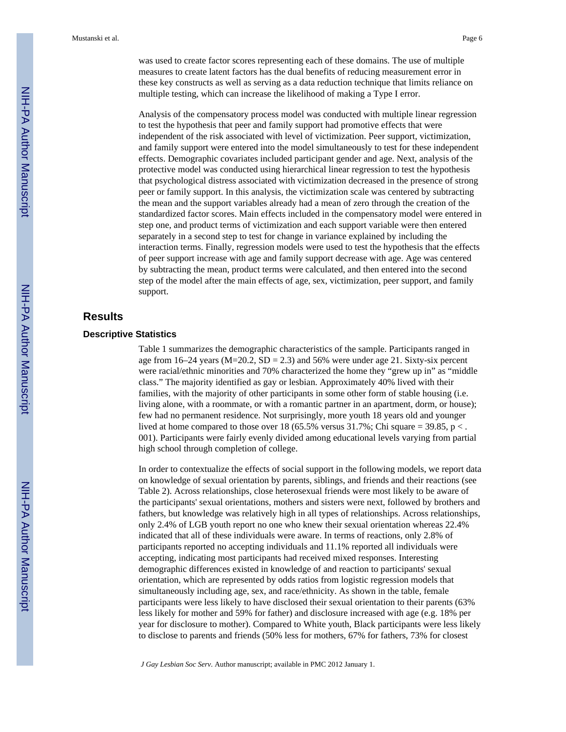was used to create factor scores representing each of these domains. The use of multiple measures to create latent factors has the dual benefits of reducing measurement error in these key constructs as well as serving as a data reduction technique that limits reliance on multiple testing, which can increase the likelihood of making a Type I error.

Analysis of the compensatory process model was conducted with multiple linear regression to test the hypothesis that peer and family support had promotive effects that were independent of the risk associated with level of victimization. Peer support, victimization, and family support were entered into the model simultaneously to test for these independent effects. Demographic covariates included participant gender and age. Next, analysis of the protective model was conducted using hierarchical linear regression to test the hypothesis that psychological distress associated with victimization decreased in the presence of strong peer or family support. In this analysis, the victimization scale was centered by subtracting the mean and the support variables already had a mean of zero through the creation of the standardized factor scores. Main effects included in the compensatory model were entered in step one, and product terms of victimization and each support variable were then entered separately in a second step to test for change in variance explained by including the interaction terms. Finally, regression models were used to test the hypothesis that the effects of peer support increase with age and family support decrease with age. Age was centered by subtracting the mean, product terms were calculated, and then entered into the second step of the model after the main effects of age, sex, victimization, peer support, and family support.

## Results

### Descriptive Statistics

Table 1 summarizes the demographic characteristics of the sample. Participants ranged in age from 16–24 years ($M=20.2$, $SD = 2.3$) and 56% were under age 21. Sixty-six percent were racial/ethnic minorities and 70% characterized the home they "grew up in" as "middle class." The majority identified as gay or lesbian. Approximately 40% lived with their families, with the majority of other participants in some other form of stable housing (i.e. living alone, with a roommate, or with a romantic partner in an apartment, dorm, or house); few had no permanent residence. Not surprisingly, more youth 18 years old and younger lived at home compared to those over 18 (65.5% versus 31.7%; Chi square = 39.85, $p < .001$). Participants were fairly evenly divided among educational levels varying from partial high school through completion of college.

In order to contextualize the effects of social support in the following models, we report data on knowledge of sexual orientation by parents, siblings, and friends and their reactions (see Table 2). Across relationships, close heterosexual friends were most likely to be aware of the participants' sexual orientations, mothers and sisters were next, followed by brothers and fathers, but knowledge was relatively high in all types of relationships. Across relationships, only 2.4% of LGB youth report no one who knew their sexual orientation whereas 22.4% indicated that all of these individuals were aware. In terms of reactions, only 2.8% of participants reported no accepting individuals and 11.1% reported all individuals were accepting, indicating most participants had received mixed responses. Interesting demographic differences existed in knowledge of and reaction to participants' sexual orientation, which are represented by odds ratios from logistic regression models that simultaneously including age, sex, and race/ethnicity. As shown in the table, female participants were less likely to have disclosed their sexual orientation to their parents (63% less likely for mother and 59% for father) and disclosure increased with age (e.g. 18% per year for disclosure to mother). Compared to White youth, Black participants were less likely to disclose to parents and friends (50% less for mothers, 67% for fathers, 73% for closest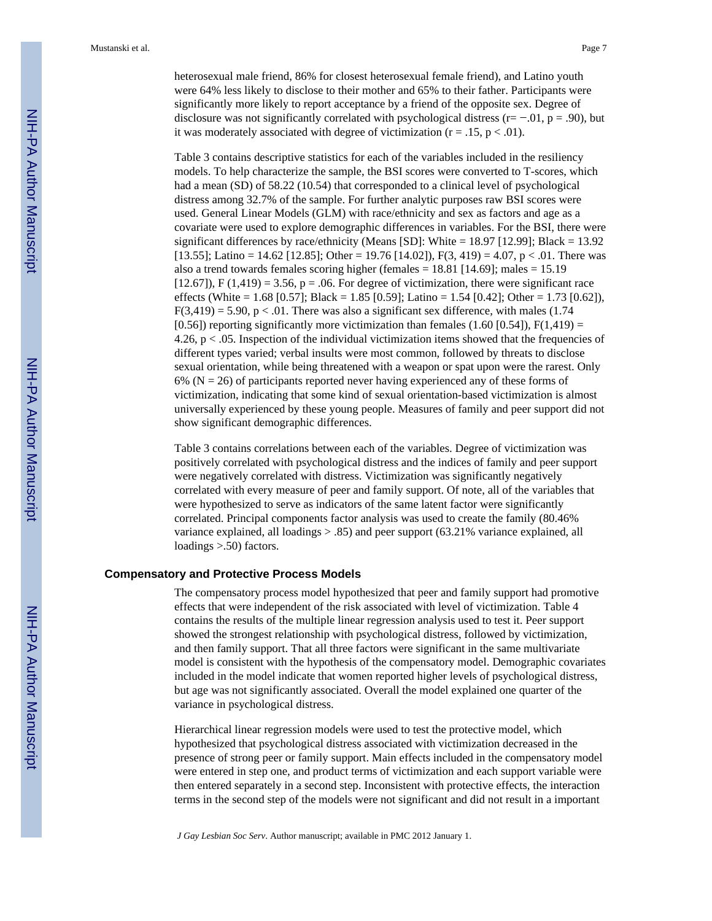heterosexual male friend, 86% for closest heterosexual female friend), and Latino youth were 64% less likely to disclose to their mother and 65% to their father. Participants were significantly more likely to report acceptance by a friend of the opposite sex. Degree of disclosure was not significantly correlated with psychological distress ($r = -.01$, $p = .90$), but it was moderately associated with degree of victimization ($r = .15$, $p < .01$).

Table 3 contains descriptive statistics for each of the variables included in the resiliency models. To help characterize the sample, the BSI scores were converted to T-scores, which had a mean (SD) of 58.22 (10.54) that corresponded to a clinical level of psychological distress among 32.7% of the sample. For further analytic purposes raw BSI scores were used. General Linear Models (GLM) with race/ethnicity and sex as factors and age as a covariate were used to explore demographic differences in variables. For the BSI, there were significant differences by race/ethnicity (Means [SD]: White = 18.97 [12.99]; Black = 13.92 [13.55]; Latino = 14.62 [12.85]; Other = 19.76 [14.02]), $F(3, 419) = 4.07$, $p < .01$. There was also a trend towards females scoring higher (females = 18.81 [14.69]; males = 15.19 [12.67]), $F(1,419) = 3.56$, $p = .06$. For degree of victimization, there were significant race effects (White = 1.68 [0.57]; Black = 1.85 [0.59]; Latino = 1.54 [0.42]; Other = 1.73 [0.62]), $F(3,419) = 5.90$, $p < .01$. There was also a significant sex difference, with males (1.74 [0.56]) reporting significantly more victimization than females (1.60 [0.54]), $F(1,419) = 4.26$, $p < .05$. Inspection of the individual victimization items showed that the frequencies of different types varied; verbal insults were most common, followed by threats to disclose sexual orientation, while being threatened with a weapon or spat upon were the rarest. Only 6% (N = 26) of participants reported never having experienced any of these forms of victimization, indicating that some kind of sexual orientation-based victimization is almost universally experienced by these young people. Measures of family and peer support did not show significant demographic differences.

Table 3 contains correlations between each of the variables. Degree of victimization was positively correlated with psychological distress and the indices of family and peer support were negatively correlated with distress. Victimization was significantly negatively correlated with every measure of peer and family support. Of note, all of the variables that were hypothesized to serve as indicators of the same latent factor were significantly correlated. Principal components factor analysis was used to create the family (80.46% variance explained, all loadings > .85) and peer support (63.21% variance explained, all loadings >.50) factors.

### Compensatory and Protective Process Models

The compensatory process model hypothesized that peer and family support had promotive effects that were independent of the risk associated with level of victimization. Table 4 contains the results of the multiple linear regression analysis used to test it. Peer support showed the strongest relationship with psychological distress, followed by victimization, and then family support. That all three factors were significant in the same multivariate model is consistent with the hypothesis of the compensatory model. Demographic covariates included in the model indicate that women reported higher levels of psychological distress, but age was not significantly associated. Overall the model explained one quarter of the variance in psychological distress.

Hierarchical linear regression models were used to test the protective model, which hypothesized that psychological distress associated with victimization decreased in the presence of strong peer or family support. Main effects included in the compensatory model were entered in step one, and product terms of victimization and each support variable were then entered separately in a second step. Inconsistent with protective effects, the interaction terms in the second step of the models were not significant and did not result in a important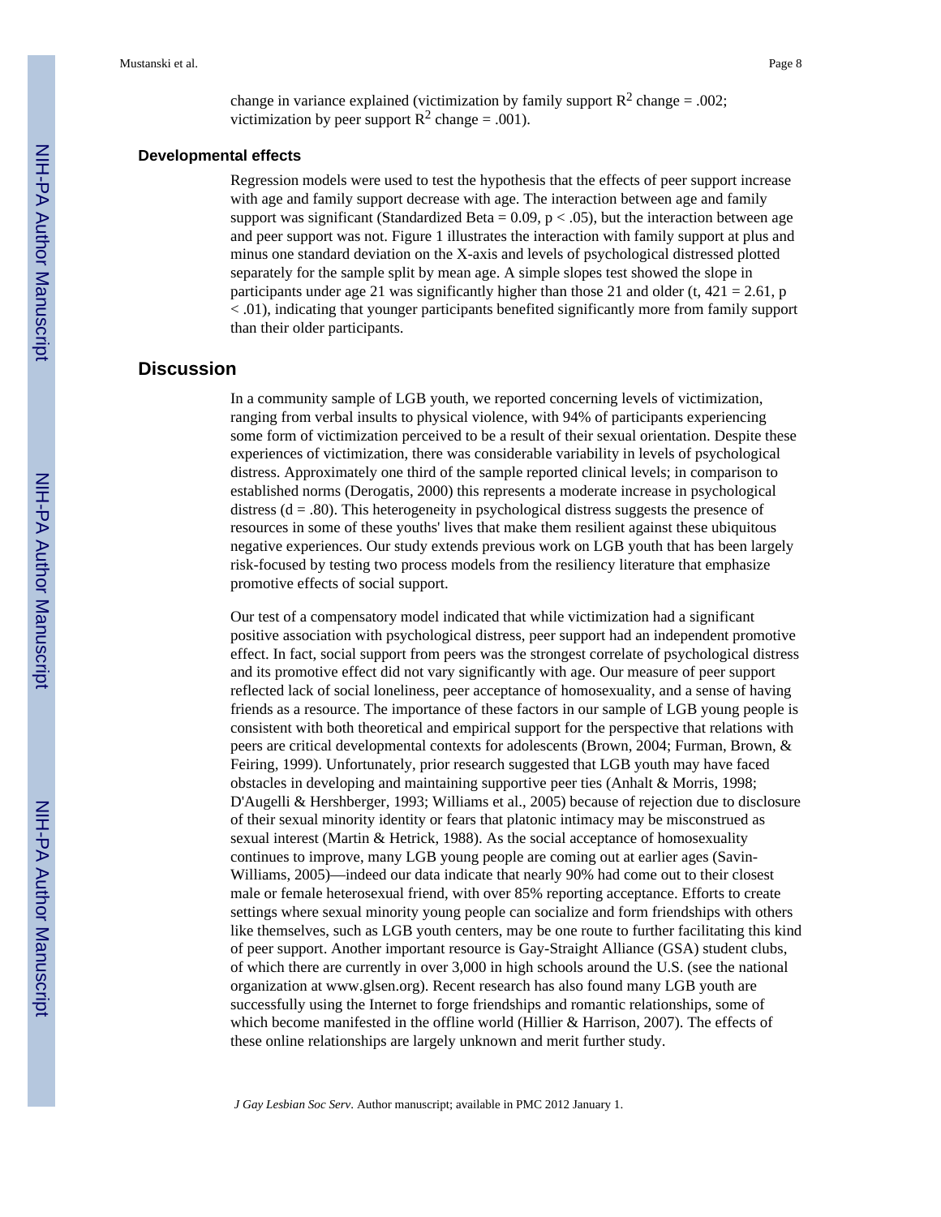change in variance explained (victimization by family support $R^2$ change = .002; victimization by peer support $R^2$ change = .001).

### Developmental effects

Regression models were used to test the hypothesis that the effects of peer support increase with age and family support decrease with age. The interaction between age and family support was significant (Standardized Beta = 0.09, $p < .05$), but the interaction between age and peer support was not. Figure 1 illustrates the interaction with family support at plus and minus one standard deviation on the X-axis and levels of psychological distressed plotted separately for the sample split by mean age. A simple slopes test showed the slope in participants under age 21 was significantly higher than those 21 and older ($t$, 421 = 2.61, $p < .01$), indicating that younger participants benefited significantly more from family support than their older participants.

## Discussion

In a community sample of LGB youth, we reported concerning levels of victimization, ranging from verbal insults to physical violence, with 94% of participants experiencing some form of victimization perceived to be a result of their sexual orientation. Despite these experiences of victimization, there was considerable variability in levels of psychological distress. Approximately one third of the sample reported clinical levels; in comparison to established norms (Derogatis, 2000) this represents a moderate increase in psychological distress ($d = .80$). This heterogeneity in psychological distress suggests the presence of resources in some of these youths' lives that make them resilient against these ubiquitous negative experiences. Our study extends previous work on LGB youth that has been largely risk-focused by testing two process models from the resiliency literature that emphasize promotive effects of social support.

Our test of a compensatory model indicated that while victimization had a significant positive association with psychological distress, peer support had an independent promotive effect. In fact, social support from peers was the strongest correlate of psychological distress and its promotive effect did not vary significantly with age. Our measure of peer support reflected lack of social loneliness, peer acceptance of homosexuality, and a sense of having friends as a resource. The importance of these factors in our sample of LGB young people is consistent with both theoretical and empirical support for the perspective that relations with peers are critical developmental contexts for adolescents (Brown, 2004; Furman, Brown, & Feiring, 1999). Unfortunately, prior research suggested that LGB youth may have faced obstacles in developing and maintaining supportive peer ties (Anhalt & Morris, 1998; D'Augelli & Hershberger, 1993; Williams et al., 2005) because of rejection due to disclosure of their sexual minority identity or fears that platonic intimacy may be misconstrued as sexual interest (Martin & Hetrick, 1988). As the social acceptance of homosexuality continues to improve, many LGB young people are coming out at earlier ages (Savin-Williams, 2005)—indeed our data indicate that nearly 90% had come out to their closest male or female heterosexual friend, with over 85% reporting acceptance. Efforts to create settings where sexual minority young people can socialize and form friendships with others like themselves, such as LGB youth centers, may be one route to further facilitating this kind of peer support. Another important resource is Gay-Straight Alliance (GSA) student clubs, of which there are currently in over 3,000 in high schools around the U.S. (see the national organization at www.glsen.org). Recent research has also found many LGB youth are successfully using the Internet to forge friendships and romantic relationships, some of which become manifested in the offline world (Hillier & Harrison, 2007). The effects of these online relationships are largely unknown and merit further study.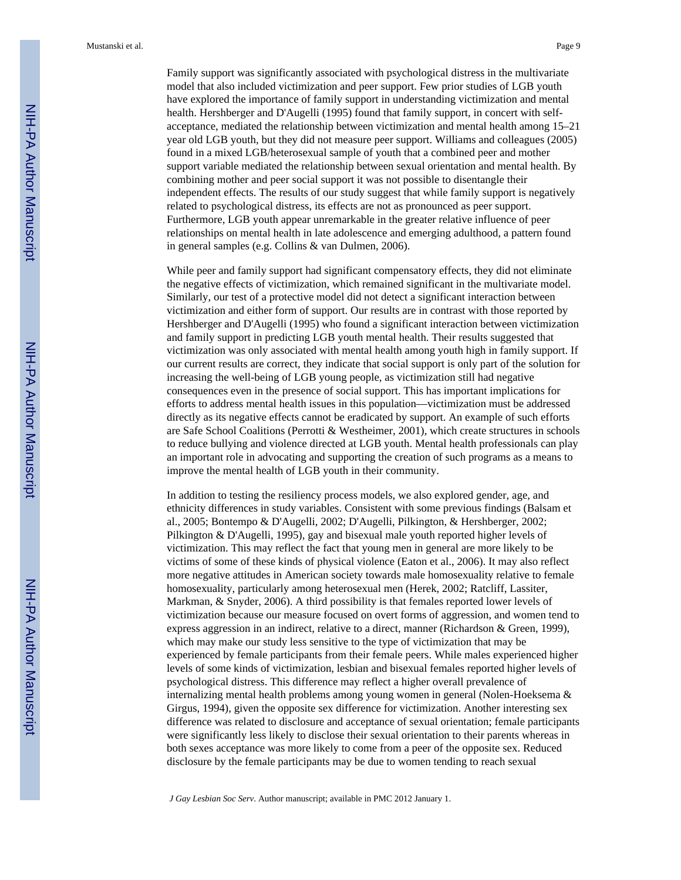Family support was significantly associated with psychological distress in the multivariate model that also included victimization and peer support. Few prior studies of LGB youth have explored the importance of family support in understanding victimization and mental health. Hershberger and D'Augelli (1995) found that family support, in concert with self-acceptance, mediated the relationship between victimization and mental health among 15–21 year old LGB youth, but they did not measure peer support. Williams and colleagues (2005) found in a mixed LGB/heterosexual sample of youth that a combined peer and mother support variable mediated the relationship between sexual orientation and mental health. By combining mother and peer social support it was not possible to disentangle their independent effects. The results of our study suggest that while family support is negatively related to psychological distress, its effects are not as pronounced as peer support. Furthermore, LGB youth appear unremarkable in the greater relative influence of peer relationships on mental health in late adolescence and emerging adulthood, a pattern found in general samples (e.g. Collins & van Dulmen, 2006).

While peer and family support had significant compensatory effects, they did not eliminate the negative effects of victimization, which remained significant in the multivariate model. Similarly, our test of a protective model did not detect a significant interaction between victimization and either form of support. Our results are in contrast with those reported by Hershberger and D'Augelli (1995) who found a significant interaction between victimization and family support in predicting LGB youth mental health. Their results suggested that victimization was only associated with mental health among youth high in family support. If our current results are correct, they indicate that social support is only part of the solution for increasing the well-being of LGB young people, as victimization still had negative consequences even in the presence of social support. This has important implications for efforts to address mental health issues in this population—victimization must be addressed directly as its negative effects cannot be eradicated by support. An example of such efforts are Safe School Coalitions (Perrotti & Westheimer, 2001), which create structures in schools to reduce bullying and violence directed at LGB youth. Mental health professionals can play an important role in advocating and supporting the creation of such programs as a means to improve the mental health of LGB youth in their community.

In addition to testing the resiliency process models, we also explored gender, age, and ethnicity differences in study variables. Consistent with some previous findings (Balsam et al., 2005; Bontempo & D'Augelli, 2002; D'Augelli, Pilkington, & Hershberger, 2002; Pilkington & D'Augelli, 1995), gay and bisexual male youth reported higher levels of victimization. This may reflect the fact that young men in general are more likely to be victims of some of these kinds of physical violence (Eaton et al., 2006). It may also reflect more negative attitudes in American society towards male homosexuality relative to female homosexuality, particularly among heterosexual men (Herek, 2002; Ratcliff, Lassiter, Markman, & Snyder, 2006). A third possibility is that females reported lower levels of victimization because our measure focused on overt forms of aggression, and women tend to express aggression in an indirect, relative to a direct, manner (Richardson & Green, 1999), which may make our study less sensitive to the type of victimization that may be experienced by female participants from their female peers. While males experienced higher levels of some kinds of victimization, lesbian and bisexual females reported higher levels of psychological distress. This difference may reflect a higher overall prevalence of internalizing mental health problems among young women in general (Nolen-Hoeksema & Girgus, 1994), given the opposite sex difference for victimization. Another interesting sex difference was related to disclosure and acceptance of sexual orientation; female participants were significantly less likely to disclose their sexual orientation to their parents whereas in both sexes acceptance was more likely to come from a peer of the opposite sex. Reduced disclosure by the female participants may be due to women tending to reach sexual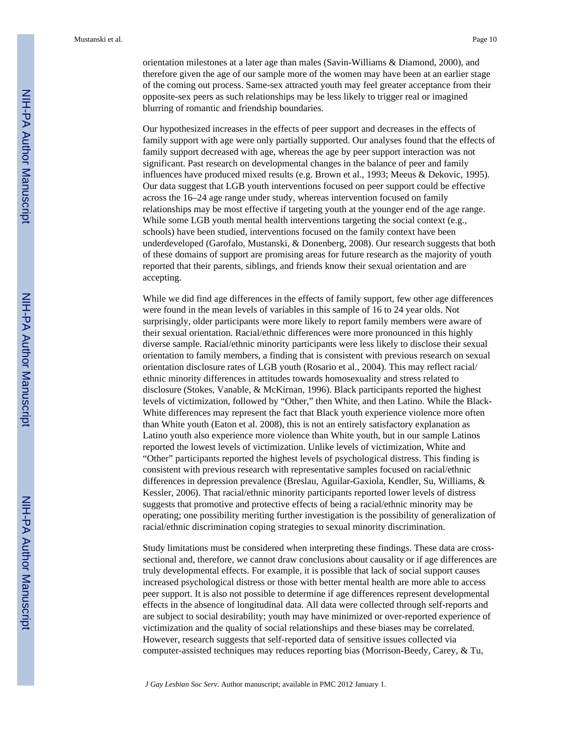orientation milestones at a later age than males (Savin-Williams & Diamond, 2000), and therefore given the age of our sample more of the women may have been at an earlier stage of the coming out process. Same-sex attracted youth may feel greater acceptance from their opposite-sex peers as such relationships may be less likely to trigger real or imagined blurring of romantic and friendship boundaries.

Our hypothesized increases in the effects of peer support and decreases in the effects of family support with age were only partially supported. Our analyses found that the effects of family support decreased with age, whereas the age by peer support interaction was not significant. Past research on developmental changes in the balance of peer and family influences have produced mixed results (e.g. Brown et al., 1993; Meeus & Dekovic, 1995). Our data suggest that LGB youth interventions focused on peer support could be effective across the 16–24 age range under study, whereas intervention focused on family relationships may be most effective if targeting youth at the younger end of the age range. While some LGB youth mental health interventions targeting the social context (e.g., schools) have been studied, interventions focused on the family context have been underdeveloped (Garofalo, Mustanski, & Donenberg, 2008). Our research suggests that both of these domains of support are promising areas for future research as the majority of youth reported that their parents, siblings, and friends know their sexual orientation and are accepting.

While we did find age differences in the effects of family support, few other age differences were found in the mean levels of variables in this sample of 16 to 24 year olds. Not surprisingly, older participants were more likely to report family members were aware of their sexual orientation. Racial/ethnic differences were more pronounced in this highly diverse sample. Racial/ethnic minority participants were less likely to disclose their sexual orientation to family members, a finding that is consistent with previous research on sexual orientation disclosure rates of LGB youth (Rosario et al., 2004). This may reflect racial/ethnic minority differences in attitudes towards homosexuality and stress related to disclosure (Stokes, Vanable, & McKirnan, 1996). Black participants reported the highest levels of victimization, followed by "Other," then White, and then Latino. While the Black-White differences may represent the fact that Black youth experience violence more often than White youth (Eaton et al. 2008), this is not an entirely satisfactory explanation as Latino youth also experience more violence than White youth, but in our sample Latinos reported the lowest levels of victimization. Unlike levels of victimization, White and "Other" participants reported the highest levels of psychological distress. This finding is consistent with previous research with representative samples focused on racial/ethnic differences in depression prevalence (Breslau, Aguilar-Gaxiola, Kendler, Su, Williams, & Kessler, 2006). That racial/ethnic minority participants reported lower levels of distress suggests that promotive and protective effects of being a racial/ethnic minority may be operating; one possibility meriting further investigation is the possibility of generalization of racial/ethnic discrimination coping strategies to sexual minority discrimination.

Study limitations must be considered when interpreting these findings. These data are cross-sectional and, therefore, we cannot draw conclusions about causality or if age differences are truly developmental effects. For example, it is possible that lack of social support causes increased psychological distress or those with better mental health are more able to access peer support. It is also not possible to determine if age differences represent developmental effects in the absence of longitudinal data. All data were collected through self-reports and are subject to social desirability; youth may have minimized or over-reported experience of victimization and the quality of social relationships and these biases may be correlated. However, research suggests that self-reported data of sensitive issues collected via computer-assisted techniques may reduces reporting bias (Morrison-Beedy, Carey, & Tu,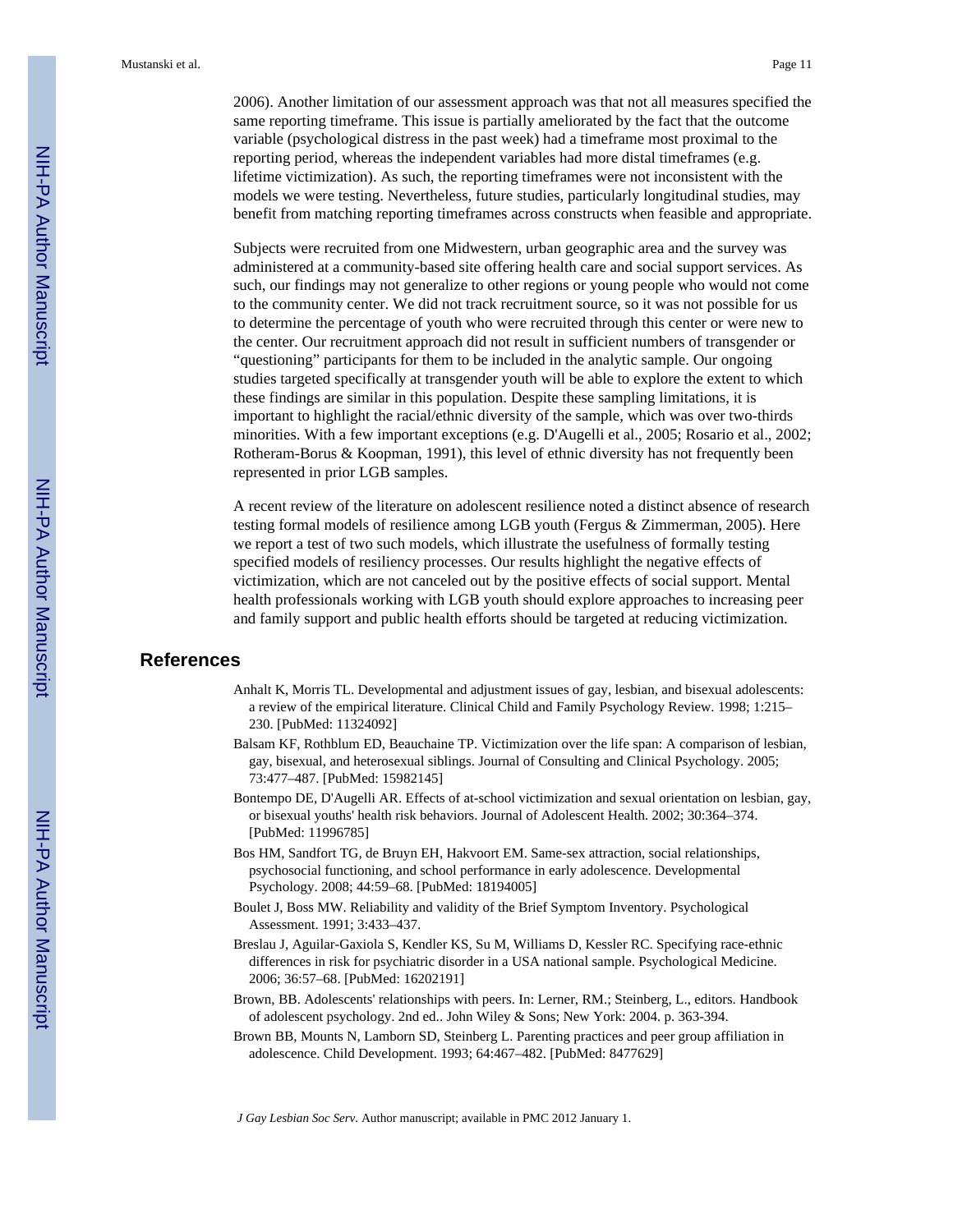2006). Another limitation of our assessment approach was that not all measures specified the same reporting timeframe. This issue is partially ameliorated by the fact that the outcome variable (psychological distress in the past week) had a timeframe most proximal to the reporting period, whereas the independent variables had more distal timeframes (e.g. lifetime victimization). As such, the reporting timeframes were not inconsistent with the models we were testing. Nevertheless, future studies, particularly longitudinal studies, may benefit from matching reporting timeframes across constructs when feasible and appropriate.

Subjects were recruited from one Midwestern, urban geographic area and the survey was administered at a community-based site offering health care and social support services. As such, our findings may not generalize to other regions or young people who would not come to the community center. We did not track recruitment source, so it was not possible for us to determine the percentage of youth who were recruited through this center or were new to the center. Our recruitment approach did not result in sufficient numbers of transgender or "questioning" participants for them to be included in the analytic sample. Our ongoing studies targeted specifically at transgender youth will be able to explore the extent to which these findings are similar in this population. Despite these sampling limitations, it is important to highlight the racial/ethnic diversity of the sample, which was over two-thirds minorities. With a few important exceptions (e.g. D'Augelli et al., 2005; Rosario et al., 2002; Rotheram-Borus & Koopman, 1991), this level of ethnic diversity has not frequently been represented in prior LGB samples.

A recent review of the literature on adolescent resilience noted a distinct absence of research testing formal models of resilience among LGB youth (Fergus & Zimmerman, 2005). Here we report a test of two such models, which illustrate the usefulness of formally testing specified models of resiliency processes. Our results highlight the negative effects of victimization, which are not canceled out by the positive effects of social support. Mental health professionals working with LGB youth should explore approaches to increasing peer and family support and public health efforts should be targeted at reducing victimization.

## References

Anhalt K, Morris TL. Developmental and adjustment issues of gay, lesbian, and bisexual adolescents: a review of the empirical literature. Clinical Child and Family Psychology Review. 1998; 1:215–230. [PubMed: 11324092]

Balsam KF, Rothblum ED, Beauchaine TP. Victimization over the life span: A comparison of lesbian, gay, bisexual, and heterosexual siblings. Journal of Consulting and Clinical Psychology. 2005; 73:477–487. [PubMed: 15982145]

Bontempo DE, D'Augelli AR. Effects of at-school victimization and sexual orientation on lesbian, gay, or bisexual youths' health risk behaviors. Journal of Adolescent Health. 2002; 30:364–374. [PubMed: 11996785]

Bos HM, Sandfort TG, de Bruyn EH, Hakvoort EM. Same-sex attraction, social relationships, psychosocial functioning, and school performance in early adolescence. Developmental Psychology. 2008; 44:59–68. [PubMed: 18194005]

Boulet J, Boss MW. Reliability and validity of the Brief Symptom Inventory. Psychological Assessment. 1991; 3:433–437.

Breslau J, Aguilar-Gaxiola S, Kendler KS, Su M, Williams D, Kessler RC. Specifying race-ethnic differences in risk for psychiatric disorder in a USA national sample. Psychological Medicine. 2006; 36:57–68. [PubMed: 16202191]

Brown, BB. Adolescents' relationships with peers. In: Lerner, RM.; Steinberg, L., editors. Handbook of adolescent psychology. 2nd ed.. John Wiley & Sons; New York: 2004. p. 363-394.

Brown BB, Mounts N, Lamborn SD, Steinberg L. Parenting practices and peer group affiliation in adolescence. Child Development. 1993; 64:467–482. [PubMed: 8477629]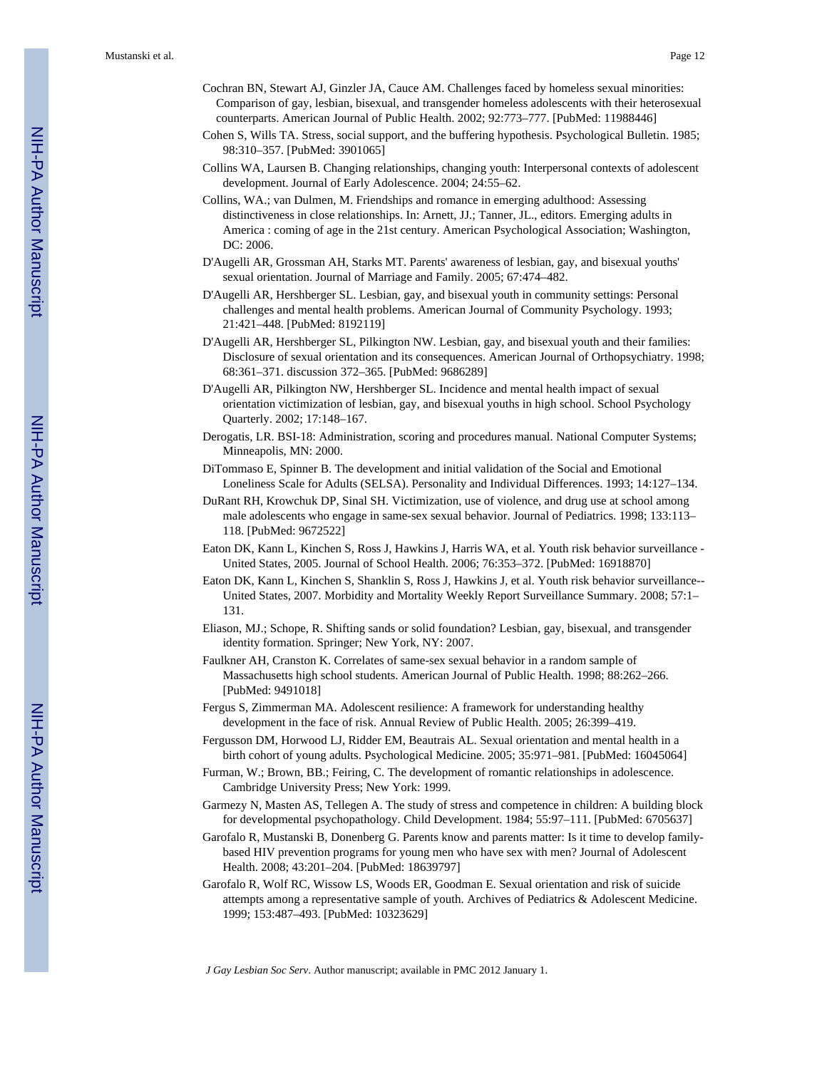Cochran BN, Stewart AJ, Ginzler JA, Cauce AM. Challenges faced by homeless sexual minorities: Comparison of gay, lesbian, bisexual, and transgender homeless adolescents with their heterosexual counterparts. American Journal of Public Health. 2002; 92:773–777. [PubMed: 11988446]

Cohen S, Wills TA. Stress, social support, and the buffering hypothesis. Psychological Bulletin. 1985; 98:310–357. [PubMed: 3901065]

Collins WA, Laursen B. Changing relationships, changing youth: Interpersonal contexts of adolescent development. Journal of Early Adolescence. 2004; 24:55–62.

Collins, WA.; van Dulmen, M. Friendships and romance in emerging adulthood: Assessing distinctiveness in close relationships. In: Arnett, JJ.; Tanner, JL., editors. Emerging adults in America : coming of age in the 21st century. American Psychological Association; Washington, DC: 2006.

D'Augelli AR, Grossman AH, Starks MT. Parents' awareness of lesbian, gay, and bisexual youths' sexual orientation. Journal of Marriage and Family. 2005; 67:474–482.

D'Augelli AR, Hershberger SL. Lesbian, gay, and bisexual youth in community settings: Personal challenges and mental health problems. American Journal of Community Psychology. 1993; 21:421–448. [PubMed: 8192119]

D'Augelli AR, Hershberger SL, Pilkington NW. Lesbian, gay, and bisexual youth and their families: Disclosure of sexual orientation and its consequences. American Journal of Orthopsychiatry. 1998; 68:361–371. discussion 372–365. [PubMed: 9686289]

D'Augelli AR, Pilkington NW, Hershberger SL. Incidence and mental health impact of sexual orientation victimization of lesbian, gay, and bisexual youths in high school. School Psychology Quarterly. 2002; 17:148–167.

Derogatis, LR. BSI-18: Administration, scoring and procedures manual. National Computer Systems; Minneapolis, MN: 2000.

DiTommaso E, Spinner B. The development and initial validation of the Social and Emotional Loneliness Scale for Adults (SELSA). Personality and Individual Differences. 1993; 14:127–134.

DuRant RH, Krowchuk DP, Sinal SH. Victimization, use of violence, and drug use at school among male adolescents who engage in same-sex sexual behavior. Journal of Pediatrics. 1998; 133:113–118. [PubMed: 9672522]

Eaton DK, Kann L, Kinchen S, Ross J, Hawkins J, Harris WA, et al. Youth risk behavior surveillance - United States, 2005. Journal of School Health. 2006; 76:353–372. [PubMed: 16918870]

Eaton DK, Kann L, Kinchen S, Shanklin S, Ross J, Hawkins J, et al. Youth risk behavior surveillance--United States, 2007. Morbidity and Mortality Weekly Report Surveillance Summary. 2008; 57:1–131.

Eliason, MJ.; Schope, R. Shifting sands or solid foundation? Lesbian, gay, bisexual, and transgender identity formation. Springer; New York, NY: 2007.

Faulkner AH, Cranston K. Correlates of same-sex sexual behavior in a random sample of Massachusetts high school students. American Journal of Public Health. 1998; 88:262–266. [PubMed: 9491018]

Fergus S, Zimmerman MA. Adolescent resilience: A framework for understanding healthy development in the face of risk. Annual Review of Public Health. 2005; 26:399–419.

Fergusson DM, Horwood LJ, Ridder EM, Beautrais AL. Sexual orientation and mental health in a birth cohort of young adults. Psychological Medicine. 2005; 35:971–981. [PubMed: 16045064]

Furman, W.; Brown, BB.; Feiring, C. The development of romantic relationships in adolescence. Cambridge University Press; New York: 1999.

Garmezy N, Masten AS, Tellegen A. The study of stress and competence in children: A building block for developmental psychopathology. Child Development. 1984; 55:97–111. [PubMed: 6705637]

Garofalo R, Mustanski B, Donenberg G. Parents know and parents matter: Is it time to develop family-based HIV prevention programs for young men who have sex with men? Journal of Adolescent Health. 2008; 43:201–204. [PubMed: 18639797]

Garofalo R, Wolf RC, Wissow LS, Woods ER, Goodman E. Sexual orientation and risk of suicide attempts among a representative sample of youth. Archives of Pediatrics & Adolescent Medicine. 1999; 153:487–493. [PubMed: 10323629]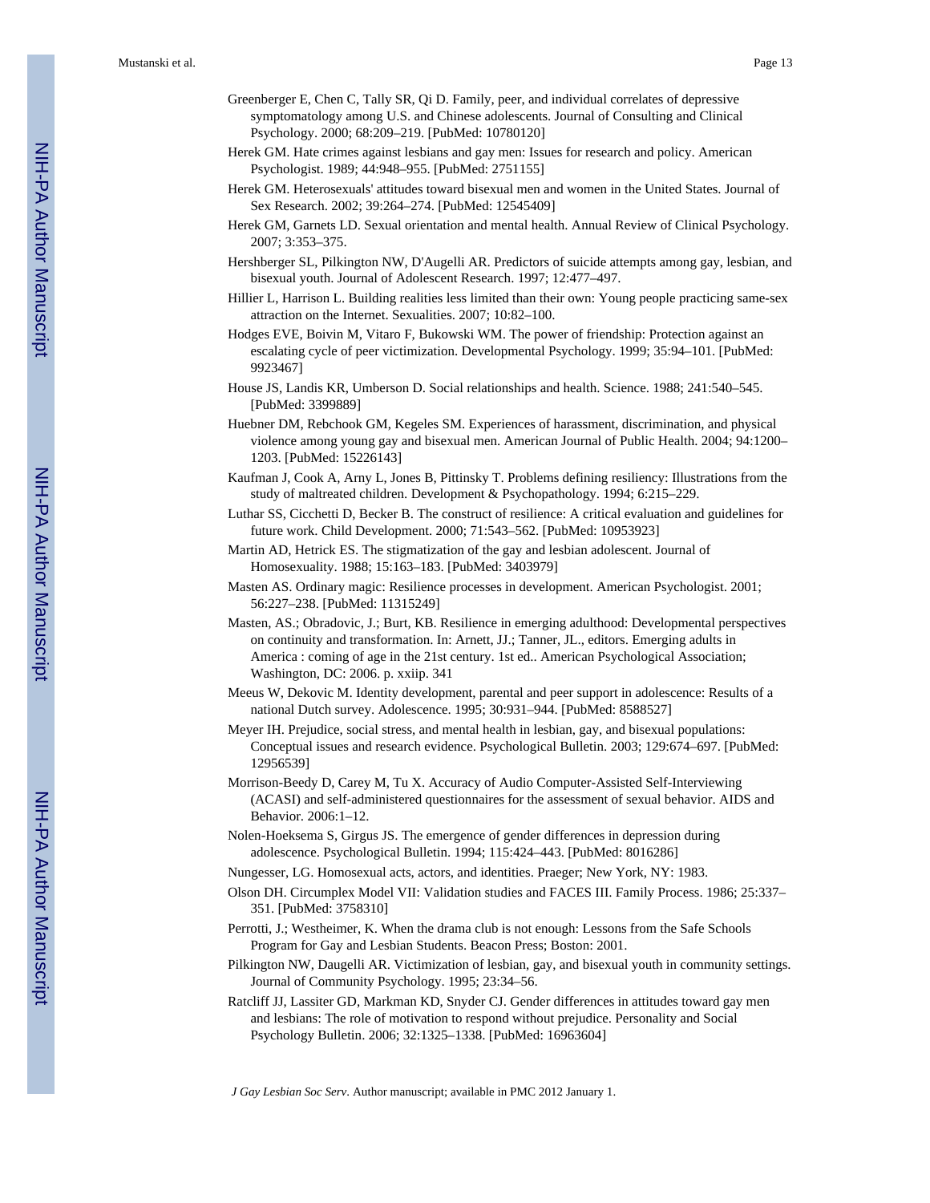Greenberger E, Chen C, Tally SR, Qi D. Family, peer, and individual correlates of depressive symptomatology among U.S. and Chinese adolescents. Journal of Consulting and Clinical Psychology. 2000; 68:209–219. [PubMed: 10780120]

Herek GM. Hate crimes against lesbians and gay men: Issues for research and policy. American Psychologist. 1989; 44:948–955. [PubMed: 2751155]

Herek GM. Heterosexuals' attitudes toward bisexual men and women in the United States. Journal of Sex Research. 2002; 39:264–274. [PubMed: 12545409]

Herek GM, Garnets LD. Sexual orientation and mental health. Annual Review of Clinical Psychology. 2007; 3:353–375.

Hershberger SL, Pilkington NW, D'Augelli AR. Predictors of suicide attempts among gay, lesbian, and bisexual youth. Journal of Adolescent Research. 1997; 12:477–497.

Hillier L, Harrison L. Building realities less limited than their own: Young people practicing same-sex attraction on the Internet. Sexualities. 2007; 10:82–100.

Hodges EVE, Boivin M, Vitaro F, Bukowski WM. The power of friendship: Protection against an escalating cycle of peer victimization. Developmental Psychology. 1999; 35:94–101. [PubMed: 9923467]

House JS, Landis KR, Umberson D. Social relationships and health. Science. 1988; 241:540–545. [PubMed: 3399889]

Huebner DM, Rebchook GM, Kegeles SM. Experiences of harassment, discrimination, and physical violence among young gay and bisexual men. American Journal of Public Health. 2004; 94:1200–1203. [PubMed: 15226143]

Kaufman J, Cook A, Arny L, Jones B, Pittinsky T. Problems defining resiliency: Illustrations from the study of maltreated children. Development & Psychopathology. 1994; 6:215–229.

Luthar SS, Cicchetti D, Becker B. The construct of resilience: A critical evaluation and guidelines for future work. Child Development. 2000; 71:543–562. [PubMed: 10953923]

Martin AD, Hetrick ES. The stigmatization of the gay and lesbian adolescent. Journal of Homosexuality. 1988; 15:163–183. [PubMed: 3403979]

Masten AS. Ordinary magic: Resilience processes in development. American Psychologist. 2001; 56:227–238. [PubMed: 11315249]

Masten, AS.; Obradovic, J.; Burt, KB. Resilience in emerging adulthood: Developmental perspectives on continuity and transformation. In: Arnett, JJ.; Tanner, JL., editors. Emerging adults in America : coming of age in the 21st century. 1st ed.. American Psychological Association; Washington, DC: 2006. p. xxiip. 341

Meeus W, Dekovic M. Identity development, parental and peer support in adolescence: Results of a national Dutch survey. Adolescence. 1995; 30:931–944. [PubMed: 8588527]

Meyer IH. Prejudice, social stress, and mental health in lesbian, gay, and bisexual populations: Conceptual issues and research evidence. Psychological Bulletin. 2003; 129:674–697. [PubMed: 12956539]

Morrison-Beedy D, Carey M, Tu X. Accuracy of Audio Computer-Assisted Self-Interviewing (ACASI) and self-administered questionnaires for the assessment of sexual behavior. AIDS and Behavior. 2006:1–12.

Nolen-Hoeksema S, Girgus JS. The emergence of gender differences in depression during adolescence. Psychological Bulletin. 1994; 115:424–443. [PubMed: 8016286]

Nungesser, LG. Homosexual acts, actors, and identities. Praeger; New York, NY: 1983.

Olson DH. Circumplex Model VII: Validation studies and FACES III. Family Process. 1986; 25:337–351. [PubMed: 3758310]

Perrotti, J.; Westheimer, K. When the drama club is not enough: Lessons from the Safe Schools Program for Gay and Lesbian Students. Beacon Press; Boston: 2001.

Pilkington NW, Daugelli AR. Victimization of lesbian, gay, and bisexual youth in community settings. Journal of Community Psychology. 1995; 23:34–56.

Ratcliff JJ, Lassiter GD, Markman KD, Snyder CJ. Gender differences in attitudes toward gay men and lesbians: The role of motivation to respond without prejudice. Personality and Social Psychology Bulletin. 2006; 32:1325–1338. [PubMed: 16963604]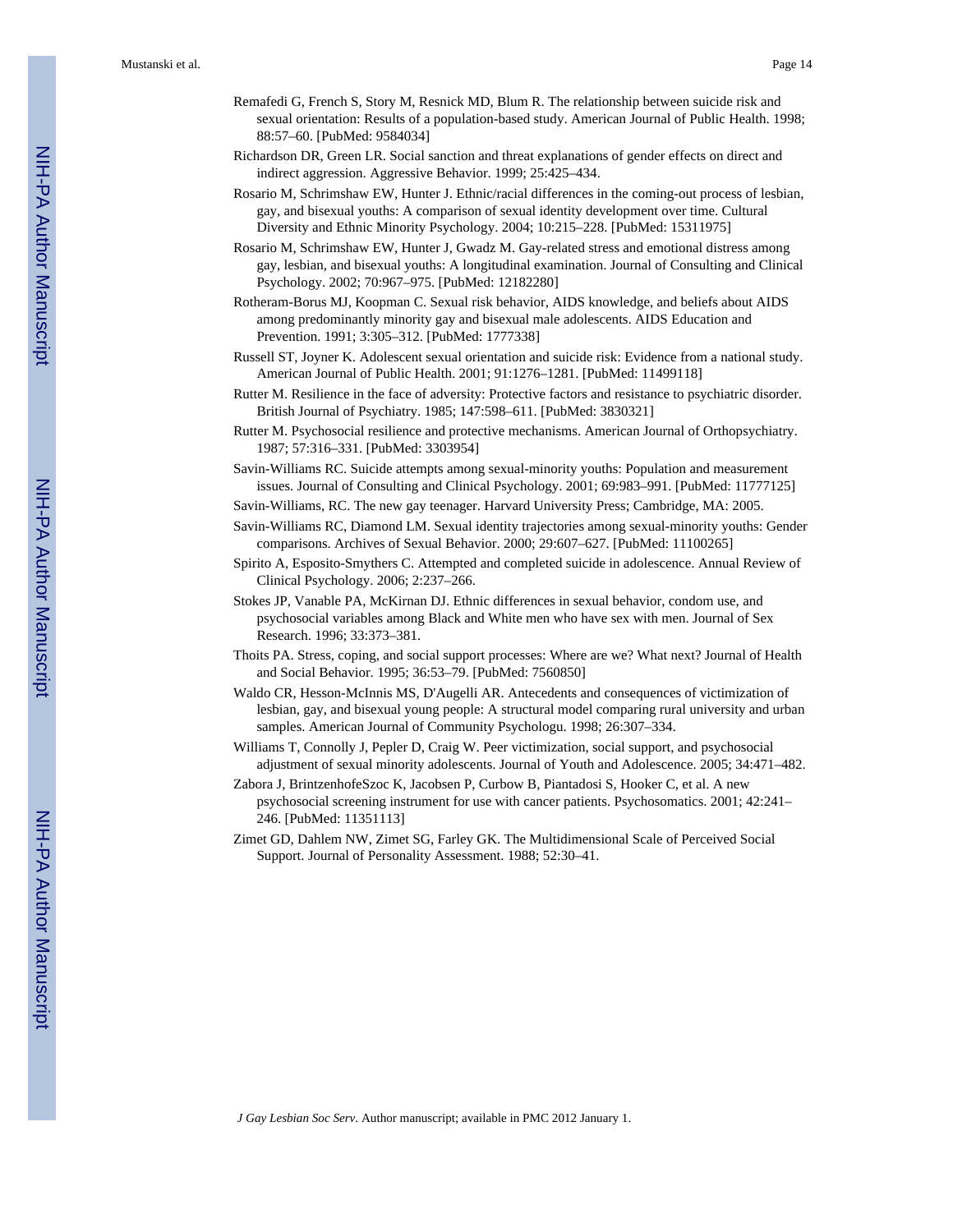Remafedi G, French S, Story M, Resnick MD, Blum R. The relationship between suicide risk and sexual orientation: Results of a population-based study. American Journal of Public Health. 1998; 88:57–60. [PubMed: 9584034]

Richardson DR, Green LR. Social sanction and threat explanations of gender effects on direct and indirect aggression. Aggressive Behavior. 1999; 25:425–434.

Rosario M, Schrimshaw EW, Hunter J. Ethnic/racial differences in the coming-out process of lesbian, gay, and bisexual youths: A comparison of sexual identity development over time. Cultural Diversity and Ethnic Minority Psychology. 2004; 10:215–228. [PubMed: 15311975]

Rosario M, Schrimshaw EW, Hunter J, Gwadz M. Gay-related stress and emotional distress among gay, lesbian, and bisexual youths: A longitudinal examination. Journal of Consulting and Clinical Psychology. 2002; 70:967–975. [PubMed: 12182280]

Rotheram-Borus MJ, Koopman C. Sexual risk behavior, AIDS knowledge, and beliefs about AIDS among predominantly minority gay and bisexual male adolescents. AIDS Education and Prevention. 1991; 3:305–312. [PubMed: 1777338]

Russell ST, Joyner K. Adolescent sexual orientation and suicide risk: Evidence from a national study. American Journal of Public Health. 2001; 91:1276–1281. [PubMed: 11499118]

Rutter M. Resilience in the face of adversity: Protective factors and resistance to psychiatric disorder. British Journal of Psychiatry. 1985; 147:598–611. [PubMed: 3830321]

Rutter M. Psychosocial resilience and protective mechanisms. American Journal of Orthopsychiatry. 1987; 57:316–331. [PubMed: 3303954]

Savin-Williams RC. Suicide attempts among sexual-minority youths: Population and measurement issues. Journal of Consulting and Clinical Psychology. 2001; 69:983–991. [PubMed: 11777125]

Savin-Williams, RC. The new gay teenager. Harvard University Press; Cambridge, MA: 2005.

Savin-Williams RC, Diamond LM. Sexual identity trajectories among sexual-minority youths: Gender comparisons. Archives of Sexual Behavior. 2000; 29:607–627. [PubMed: 11100265]

Spirito A, Esposito-Smythers C. Attempted and completed suicide in adolescence. Annual Review of Clinical Psychology. 2006; 2:237–266.

Stokes JP, Vanable PA, McKirnan DJ. Ethnic differences in sexual behavior, condom use, and psychosocial variables among Black and White men who have sex with men. Journal of Sex Research. 1996; 33:373–381.

Thoits PA. Stress, coping, and social support processes: Where are we? What next? Journal of Health and Social Behavior. 1995; 36:53–79. [PubMed: 7560850]

Waldo CR, Hesson-McInnis MS, D'Augelli AR. Antecedents and consequences of victimization of lesbian, gay, and bisexual young people: A structural model comparing rural university and urban samples. American Journal of Community Psychologu. 1998; 26:307–334.

Williams T, Connolly J, Pepler D, Craig W. Peer victimization, social support, and psychosocial adjustment of sexual minority adolescents. Journal of Youth and Adolescence. 2005; 34:471–482.

Zabora J, BrintzenhofeSzoc K, Jacobsen P, Curbow B, Piantadosi S, Hooker C, et al. A new psychosocial screening instrument for use with cancer patients. Psychosomatics. 2001; 42:241–246. [PubMed: 11351113]

Zimet GD, Dahlem NW, Zimet SG, Farley GK. The Multidimensional Scale of Perceived Social Support. Journal of Personality Assessment. 1988; 52:30–41.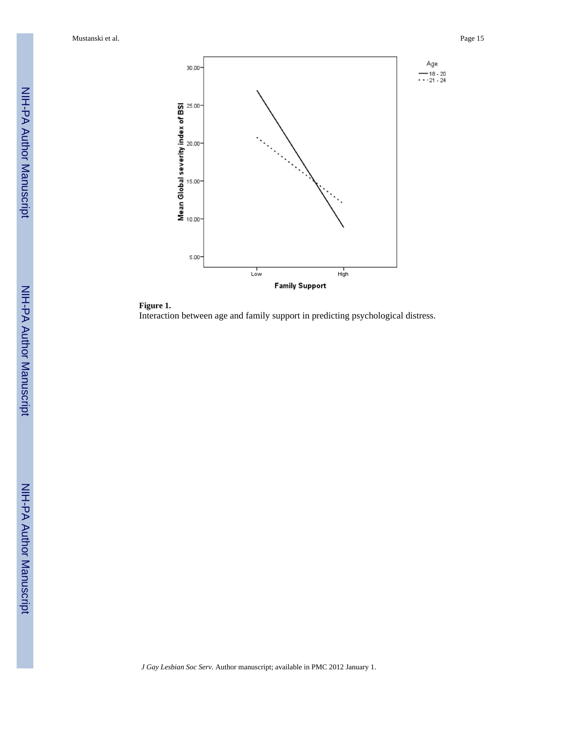**Figure 1.**

Interaction between age and family support in predicting psychological distress.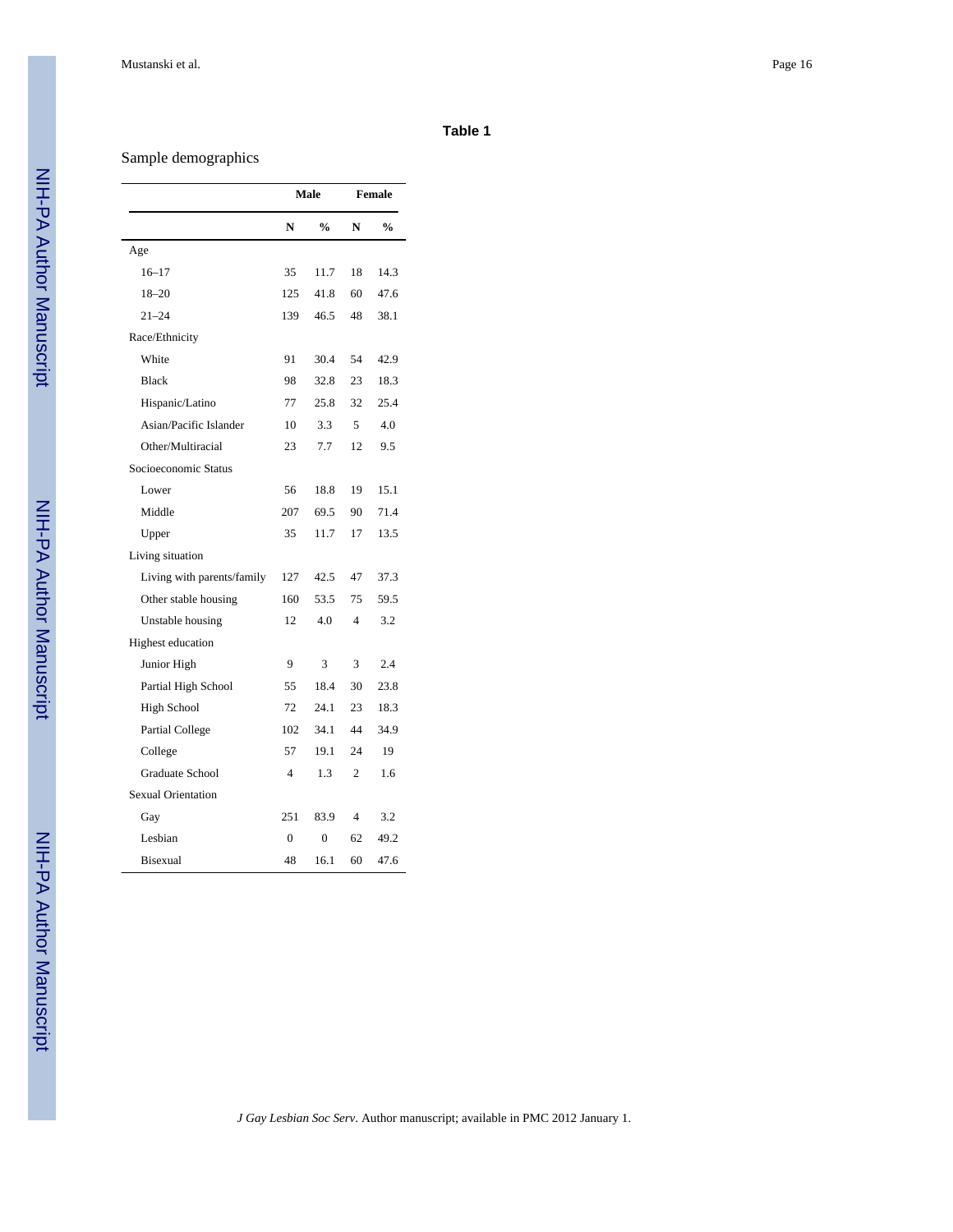**Table 1**

Sample demographics

| | Male | | Female | |
|---|---|---|---|---|
| | N | % | N | % |
| Age | | | | |
| 16–17 | 35 | 11.7 | 18 | 14.3 |
| 18–20 | 125 | 41.8 | 60 | 47.6 |
| 21–24 | 139 | 46.5 | 48 | 38.1 |
| Race/Ethnicity | | | | |
| White | 91 | 30.4 | 54 | 42.9 |
| Black | 98 | 32.8 | 23 | 18.3 |
| Hispanic/Latino | 77 | 25.8 | 32 | 25.4 |
| Asian/Pacific Islander | 10 | 3.3 | 5 | 4.0 |
| Other/Multiracial | 23 | 7.7 | 12 | 9.5 |
| Socioeconomic Status | | | | |
| Lower | 56 | 18.8 | 19 | 15.1 |
| Middle | 207 | 69.5 | 90 | 71.4 |
| Upper | 35 | 11.7 | 17 | 13.5 |
| Living situation | | | | |
| Living with parents/family | 127 | 42.5 | 47 | 37.3 |
| Other stable housing | 160 | 53.5 | 75 | 59.5 |
| Unstable housing | 12 | 4.0 | 4 | 3.2 |
| Highest education | | | | |
| Junior High | 9 | 3 | 3 | 2.4 |
| Partial High School | 55 | 18.4 | 30 | 23.8 |
| High School | 72 | 24.1 | 23 | 18.3 |
| Partial College | 102 | 34.1 | 44 | 34.9 |
| College | 57 | 19.1 | 24 | 19 |
| Graduate School | 4 | 1.3 | 2 | 1.6 |
| Sexual Orientation | | | | |
| Gay | 251 | 83.9 | 4 | 3.2 |
| Lesbian | 0 | 0 | 62 | 49.2 |
| Bisexual | 48 | 16.1 | 60 | 47.6 |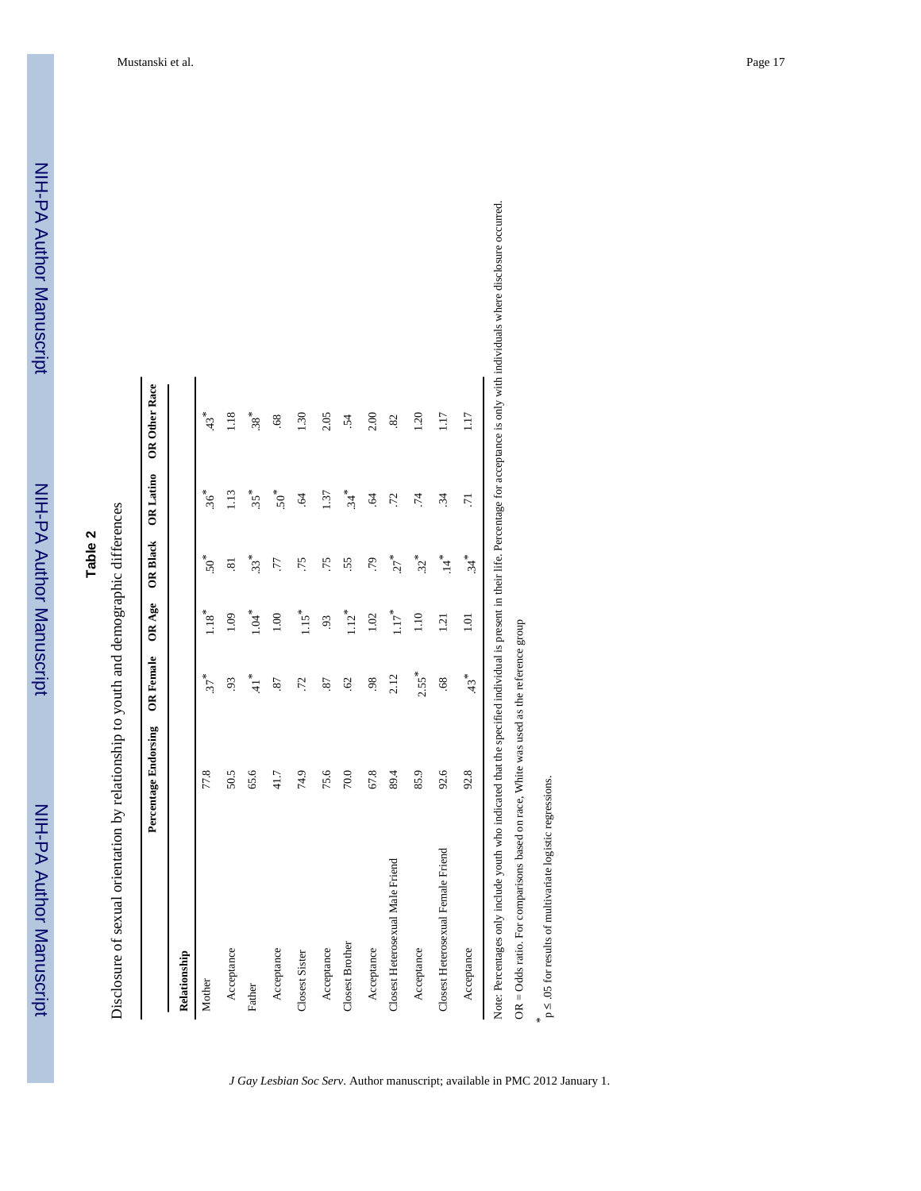## Table 2

Disclosure of sexual orientation by relationship to youth and demographic differences

| | Percentage Endorsing | OR Female | OR Age | OR Black | OR Latino | OR Other Race |
|---|---|---|---|---|---|---|
| **Relationship** | | | | | | |
| Mother | 77.8 | .37* | 1.18* | .50* | .36* | .43* |
| Acceptance | 50.5 | .93 | 1.09 | .81 | 1.13 | 1.18 |
| Father | 65.6 | .41* | 1.04* | .33* | .35* | .38* |
| Acceptance | 41.7 | .87 | 1.00 | .77 | .50* | .68 |
| Closest Sister | 74.9 | .72 | 1.15* | .75 | .64 | 1.30 |
| Acceptance | 75.6 | .87 | .93 | .75 | 1.37 | 2.05 |
| Closest Brother | 70.0 | .62 | 1.12* | .55 | .34* | .54 |
| Acceptance | 67.8 | .98 | 1.02 | .79 | .64 | 2.00 |
| Closest Heterosexual Male Friend | 89.4 | 2.12 | 1.17* | .27* | .72 | .82 |
| Acceptance | 85.9 | 2.55* | 1.10 | .32* | .74 | 1.20 |
| Closest Heterosexual Female Friend | 92.6 | .68 | 1.21 | .14* | .34 | 1.17 |
| Acceptance | 92.8 | .43* | 1.01 | .34* | .71 | 1.17 |

Note: Percentages only include youth who indicated that the specified individual is present in their life. Percentage for acceptance is only with individuals where disclosure occurred.

OR = Odds ratio. For comparisons based on race, White was used as the reference group

\* p ≤ .05 for results of multivariate logistic regressions.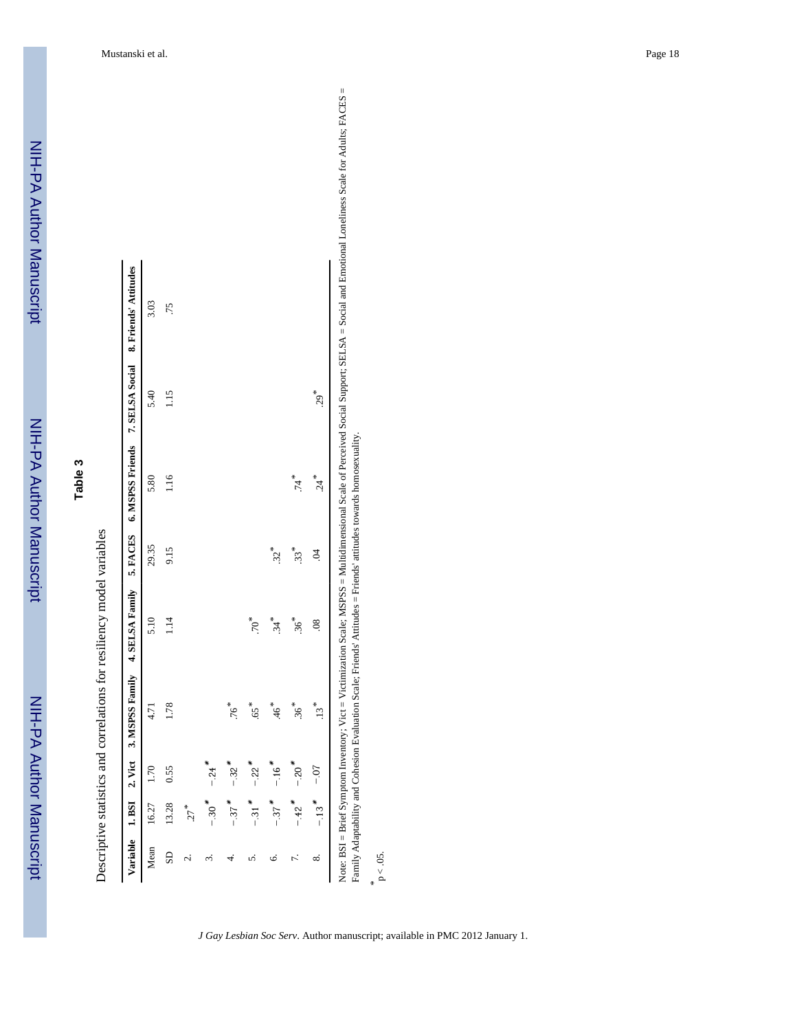## Table 3

Descriptive statistics and correlations for resiliency model variables

| Variable | 1. BSI | 2. Vict | 3. MSPSS Family | 4. SELSA Family | 5. FACES | 6. MSPSS Friends | 7. SELSA Social | 8. Friends' Attitudes |
|---|---|---|---|---|---|---|---|---|
| Mean | 16.27 | 1.70 | 4.71 | 5.10 | 29.35 | 5.80 | 5.40 | 3.03 |
| SD | 13.28 | 0.55 | 1.78 | 1.14 | 9.15 | 1.16 | 1.15 | .75 |
| 2. | .27* | | | | | | | |
| 3. | −.30* | −.24* | | | | | | |
| 4. | −.37* | −.32* | .76* | | | | | |
| 5. | −.31* | −.22* | .65* | .70* | | | | |
| 6. | −.37* | −.16* | .46* | .34* | .32* | | | |
| 7. | −.42* | −.20* | .36* | .36* | .33* | .74* | | |
| 8. | −.13* | −.07 | .13* | .08 | .04 | .24* | .29* | |

Note: BSI = Brief Symptom Inventory; Vict = Victimization Scale; MSPSS = Multidimensional Scale of Perceived Social Support; SELSA = Social and Emotional Loneliness Scale for Adults; FACES = Family Adaptability and Cohesion Evaluation Scale; Friends' Attitudes = Friends' attitudes towards homosexuality.

* $p < .05$.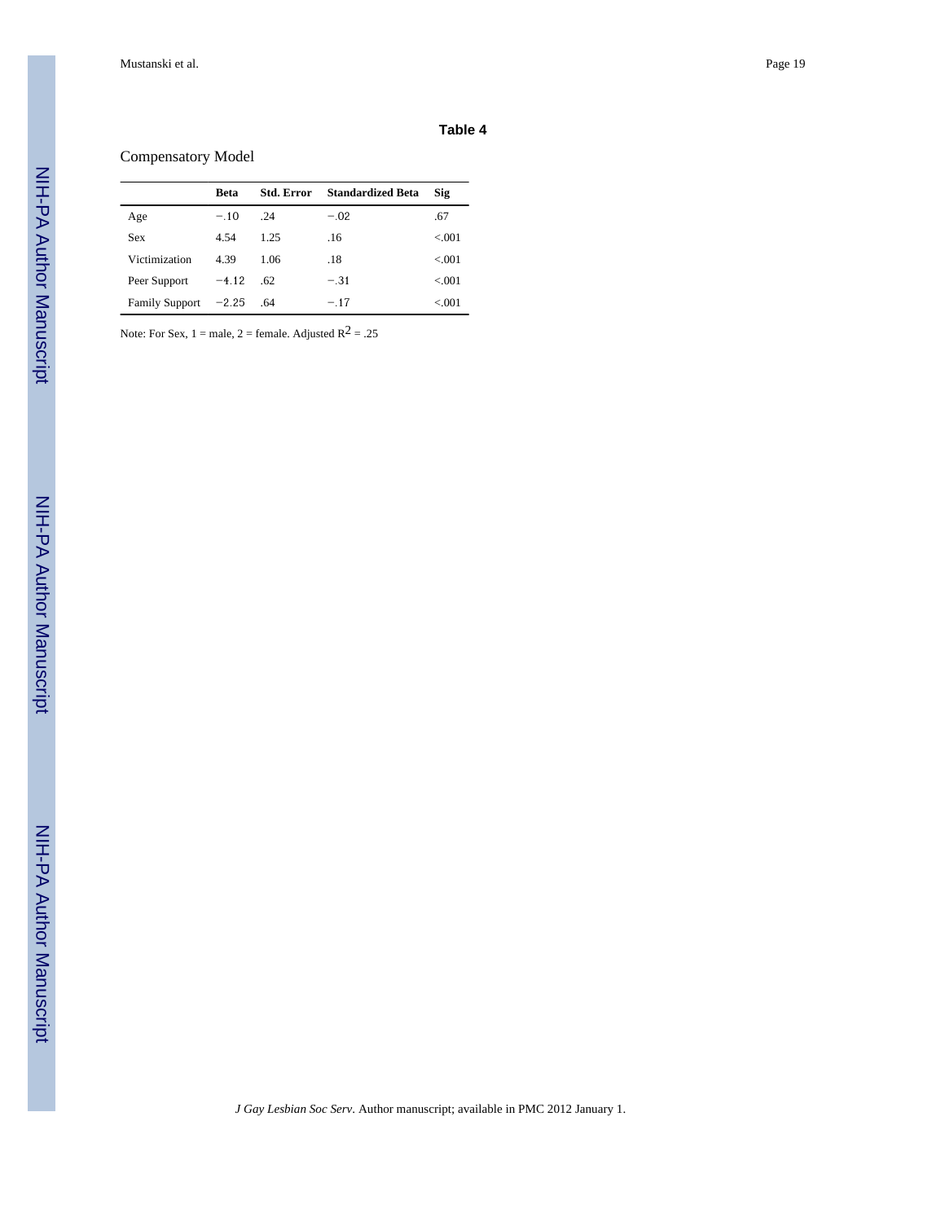**Table 4**

Compensatory Model

| | Beta | Std. Error | Standardized Beta | Sig |
|---|---|---|---|---|
| Age | −.10 | .24 | −.02 | .67 |
| Sex | 4.54 | 1.25 | .16 | <.001 |
| Victimization | 4.39 | 1.06 | .18 | <.001 |
| Peer Support | −4.12 | .62 | −.31 | <.001 |
| Family Support | −2.25 | .64 | −.17 | <.001 |

Note: For Sex, 1 = male, 2 = female. Adjusted $R^2 = .25$